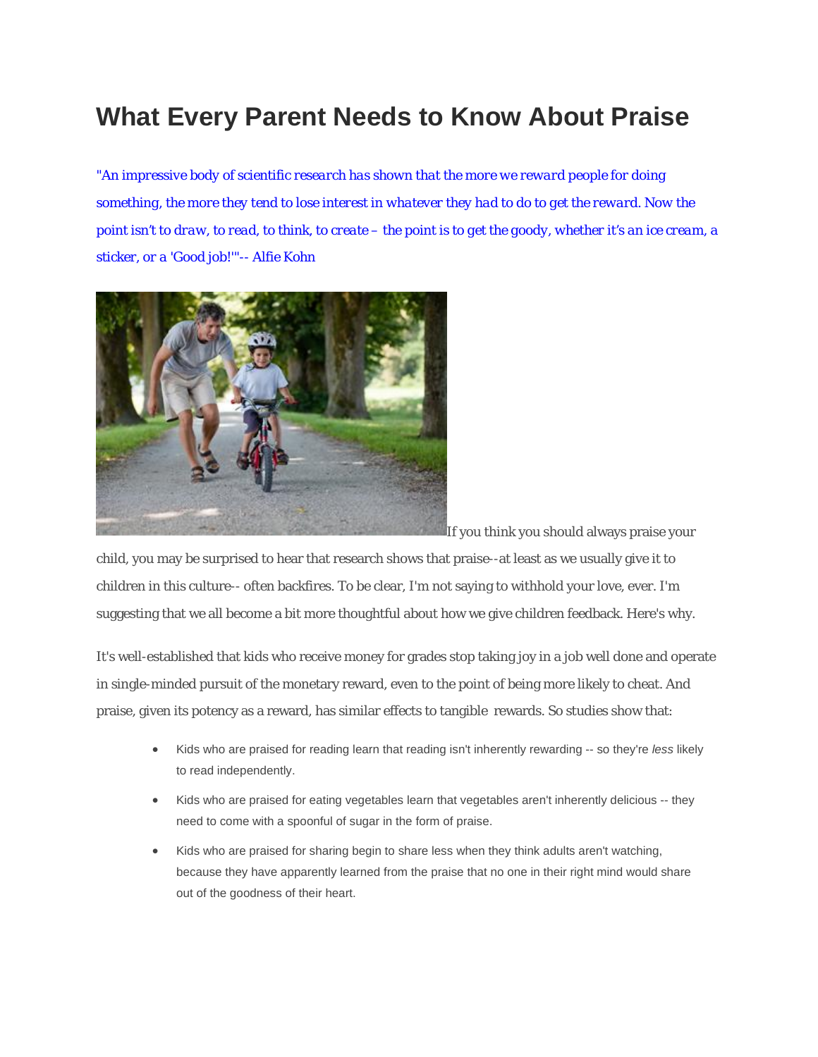# What Every Parent Needs to Know About Praise

*"An impressive body of scientific research has shown that the more we reward people for doing something, the more they tend to lose interest in whatever they had to do to get the reward. Now the point isn't to draw, to read, to think, to create – the point is to get the goody, whether it's an ice cream, a sticker, or a 'Good job!'"-- Alfie Kohn*

If you think you should always praise your child, you may be surprised to hear that research shows that praise--at least as we usually give it to children in this culture-- often backfires. To be clear, I'm not saying to withhold your love, ever. I'm suggesting that we all become a bit more thoughtful about how we give children feedback. Here's why.

It's well-established that kids who receive money for grades stop taking joy in a job well done and operate in single-minded pursuit of the monetary reward, even to the point of being more likely to cheat. And praise, given its potency as a reward, has similar effects to tangible rewards. So studies show that:

- Kids who are praised for reading learn that reading isn't inherently rewarding -- so they're *less* likely to read independently.
- Kids who are praised for eating vegetables learn that vegetables aren't inherently delicious -- they need to come with a spoonful of sugar in the form of praise.
- Kids who are praised for sharing begin to share less when they think adults aren't watching, because they have apparently learned from the praise that no one in their right mind would share out of the goodness of their heart.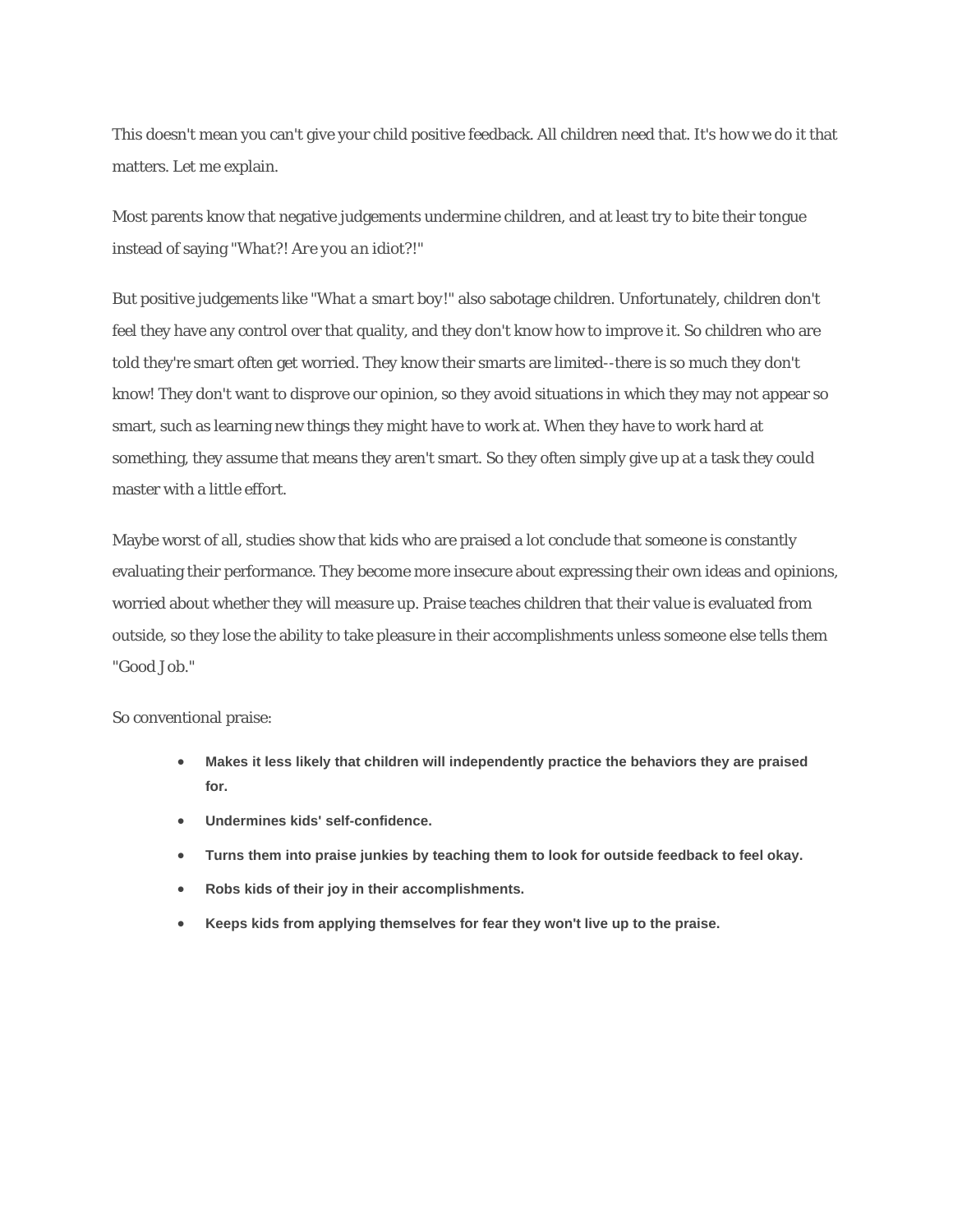This doesn't mean you can't give your child positive feedback. All children need that. It's how we do it that matters. Let me explain.

Most parents know that negative judgements undermine children, and at least try to bite their tongue instead of saying "*What?! Are you an idiot?!*"

But positive judgements like "*What a smart boy!*" also sabotage children. Unfortunately, children don't feel they have any control over that quality, and they don't know how to improve it. So children who are told they're smart often get worried. They know their smarts are limited--there is so much they don't know! They don't want to disprove our opinion, so they avoid situations in which they may not appear so smart, such as learning new things they might have to work at. When they have to work hard at something, they assume that means they aren't smart. So they often simply give up at a task they could master with a little effort.

Maybe worst of all, studies show that kids who are praised a lot conclude that someone is constantly evaluating their performance. They become more insecure about expressing their own ideas and opinions, worried about whether they will measure up. Praise teaches children that their value is evaluated from outside, so they lose the ability to take pleasure in their accomplishments unless someone else tells them "Good Job."

So conventional praise:

- **Makes it less likely that children will independently practice the behaviors they are praised for.**
- **Undermines kids' self-confidence.**
- **Turns them into praise junkies by teaching them to look for outside feedback to feel okay.**
- **Robs kids of their joy in their accomplishments.**
- **Keeps kids from applying themselves for fear they won't live up to the praise.**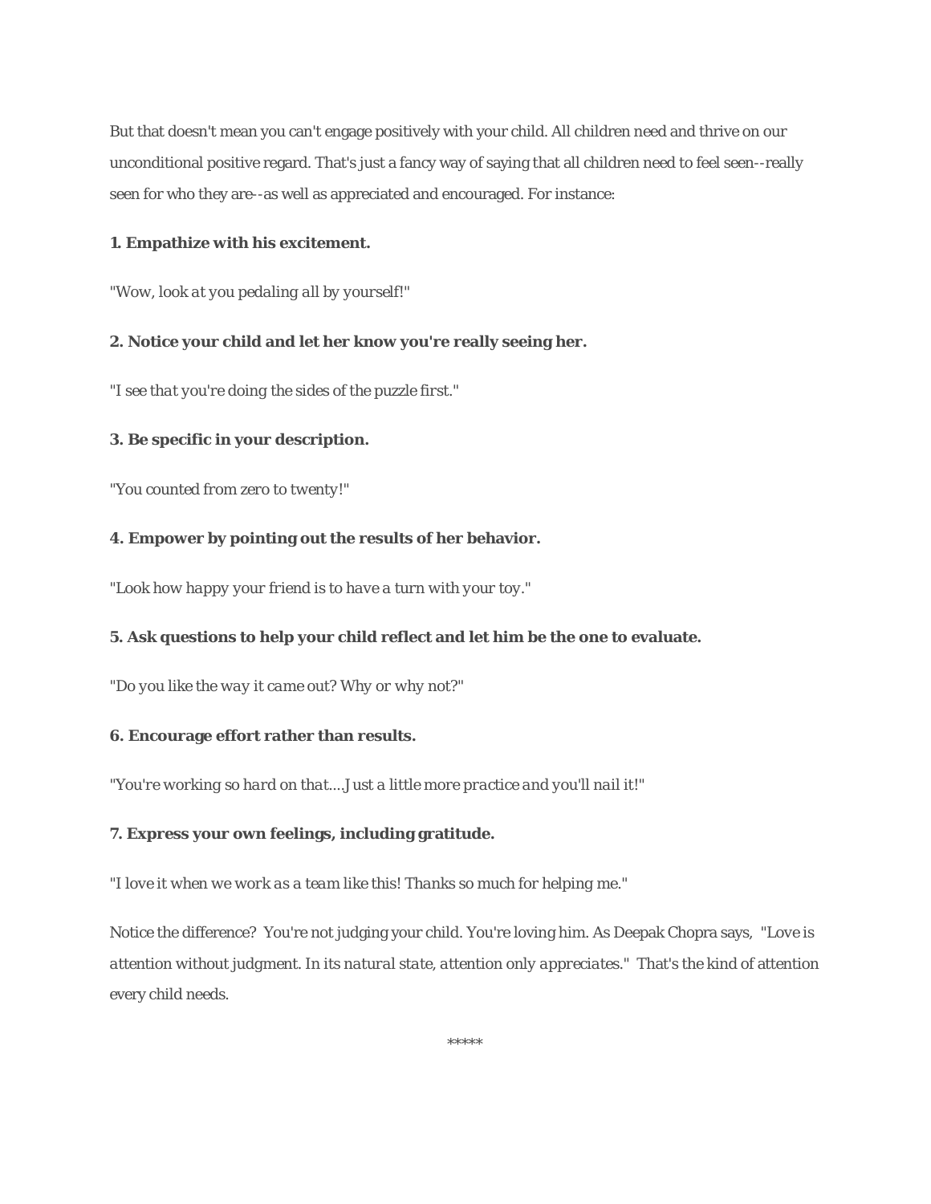But that doesn't mean you can't engage positively with your child. All children need and thrive on our unconditional positive regard. That's just a fancy way of saying that all children need to feel seen--really seen for who they are--as well as appreciated and encouraged. For instance:

**1. Empathize with his excitement.**

*"Wow, look at you pedaling all by yourself!"*

**2. Notice your child and let her know you're really seeing her.**

*"I see that you're doing the sides of the puzzle first."*

**3. Be specific in your description.**

*"You counted from zero to twenty!"*

**4. Empower by pointing out the results of her behavior.**

*"Look how happy your friend is to have a turn with your toy."*

**5. Ask questions to help your child reflect and let him be the one to evaluate.**

*"Do you like the way it came out? Why or why not?"*

**6. Encourage effort rather than results.**

*"You're working so hard on that....Just a little more practice and you'll nail it!"*

**7. Express your own feelings, including gratitude.**

*"I love it when we work as a team like this! Thanks so much for helping me."*

Notice the difference? You're not judging your child. You're loving him. As Deepak Chopra says, *"Love is attention without judgment. In its natural state, attention only appreciates."* That's the kind of attention every child needs.

*****